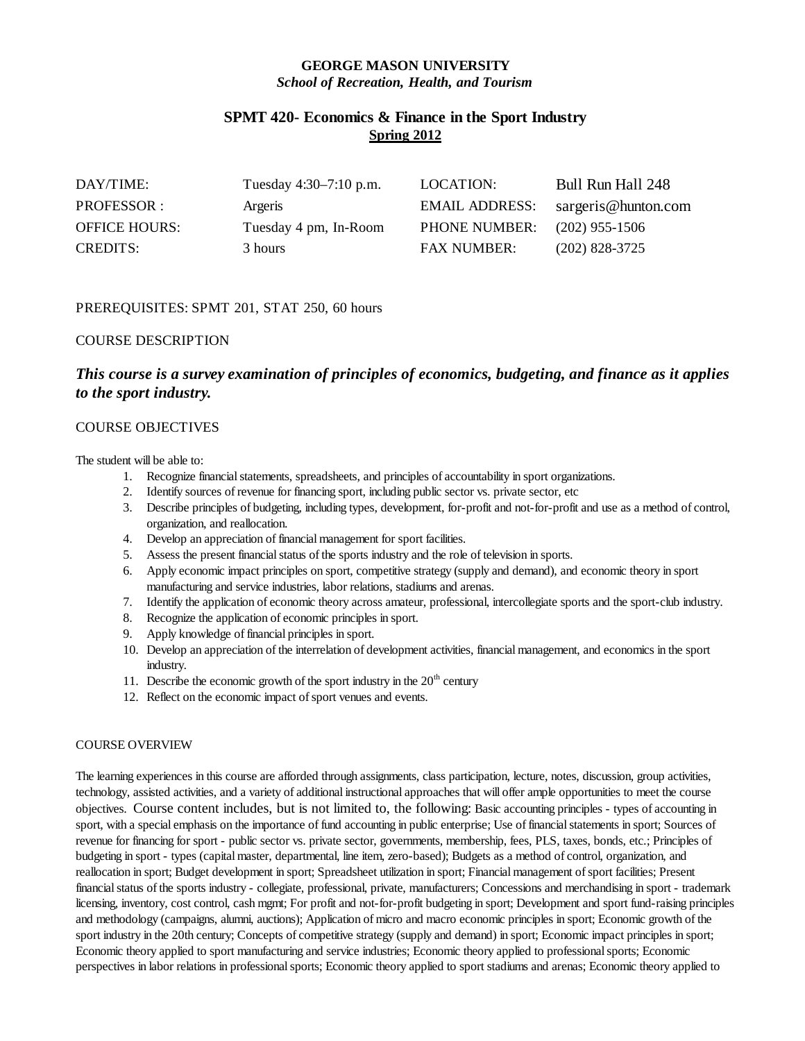**GEORGE MASON UNIVERSITY**
***School of Recreation, Health, and Tourism***

# SPMT 420- Economics & Finance in the Sport Industry

**Spring 2012**

| | | | |
|---|---|---|---|
| DAY/TIME: | Tuesday 4:30–7:10 p.m. | LOCATION: | Bull Run Hall 248 |
| PROFESSOR : | Argeris | EMAIL ADDRESS: | sargeris@hunton.com |
| OFFICE HOURS: | Tuesday 4 pm, In-Room | PHONE NUMBER: | (202) 955-1506 |
| CREDITS: | 3 hours | FAX NUMBER: | (202) 828-3725 |

PREREQUISITES: SPMT 201, STAT 250, 60 hours

## COURSE DESCRIPTION

***This course is a survey examination of principles of economics, budgeting, and finance as it applies to the sport industry.***

## COURSE OBJECTIVES

The student will be able to:

1. Recognize financial statements, spreadsheets, and principles of accountability in sport organizations.
2. Identify sources of revenue for financing sport, including public sector vs. private sector, etc
3. Describe principles of budgeting, including types, development, for-profit and not-for-profit and use as a method of control, organization, and reallocation.
4. Develop an appreciation of financial management for sport facilities.
5. Assess the present financial status of the sports industry and the role of television in sports.
6. Apply economic impact principles on sport, competitive strategy (supply and demand), and economic theory in sport manufacturing and service industries, labor relations, stadiums and arenas.
7. Identify the application of economic theory across amateur, professional, intercollegiate sports and the sport-club industry.
8. Recognize the application of economic principles in sport.
9. Apply knowledge of financial principles in sport.
10. Develop an appreciation of the interrelation of development activities, financial management, and economics in the sport industry.
11. Describe the economic growth of the sport industry in the 20th century
12. Reflect on the economic impact of sport venues and events.

## COURSE OVERVIEW

The learning experiences in this course are afforded through assignments, class participation, lecture, notes, discussion, group activities, technology, assisted activities, and a variety of additional instructional approaches that will offer ample opportunities to meet the course objectives. Course content includes, but is not limited to, the following: Basic accounting principles - types of accounting in sport, with a special emphasis on the importance of fund accounting in public enterprise; Use of financial statements in sport; Sources of revenue for financing for sport - public sector vs. private sector, governments, membership, fees, PLS, taxes, bonds, etc.; Principles of budgeting in sport - types (capital master, departmental, line item, zero-based); Budgets as a method of control, organization, and reallocation in sport; Budget development in sport; Spreadsheet utilization in sport; Financial management of sport facilities; Present financial status of the sports industry - collegiate, professional, private, manufacturers; Concessions and merchandising in sport - trademark licensing, inventory, cost control, cash mgmt; For profit and not-for-profit budgeting in sport; Development and sport fund-raising principles and methodology (campaigns, alumni, auctions); Application of micro and macro economic principles in sport; Economic growth of the sport industry in the 20th century; Concepts of competitive strategy (supply and demand) in sport; Economic impact principles in sport; Economic theory applied to sport manufacturing and service industries; Economic theory applied to professional sports; Economic perspectives in labor relations in professional sports; Economic theory applied to sport stadiums and arenas; Economic theory applied to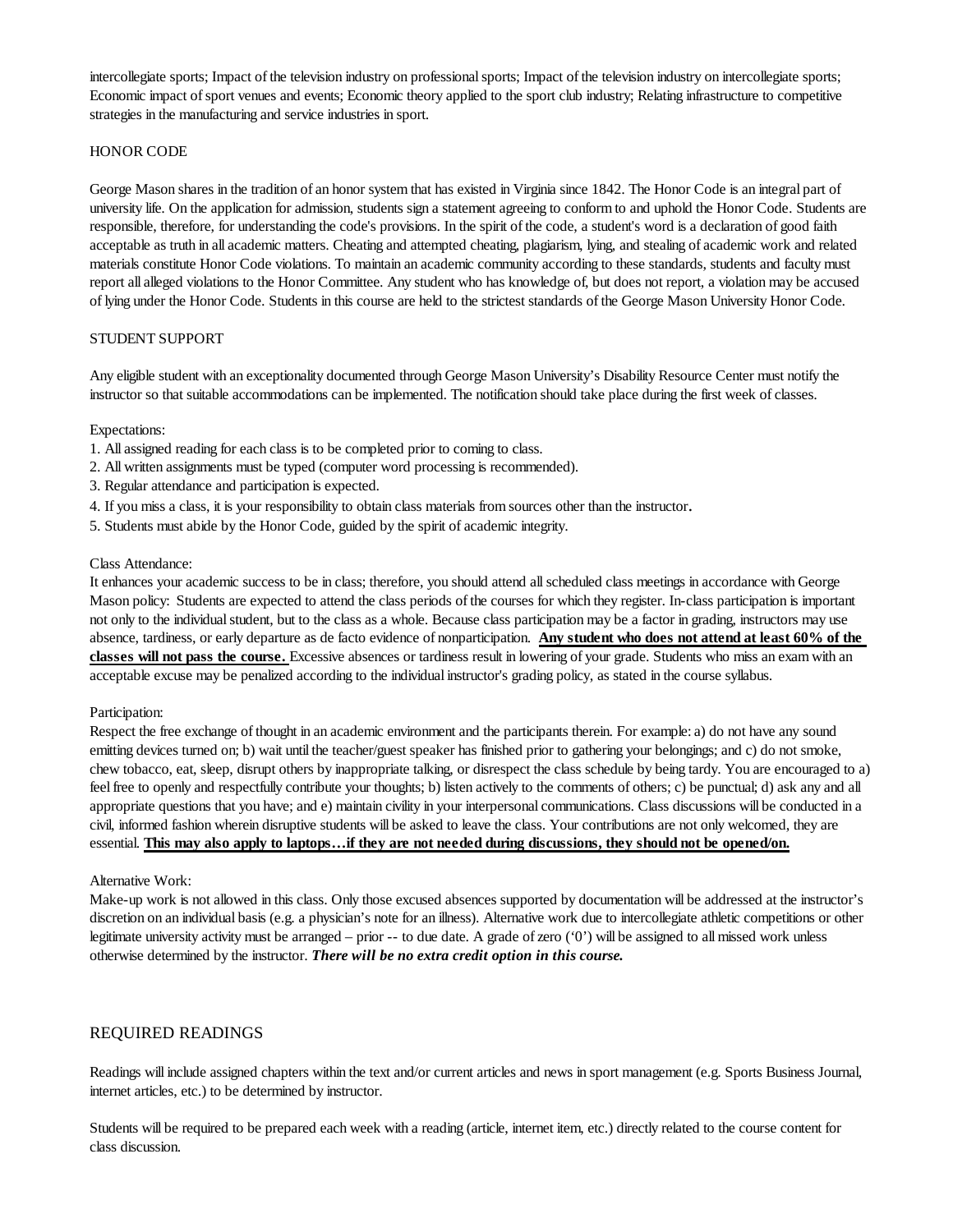intercollegiate sports; Impact of the television industry on professional sports; Impact of the television industry on intercollegiate sports; Economic impact of sport venues and events; Economic theory applied to the sport club industry; Relating infrastructure to competitive strategies in the manufacturing and service industries in sport.

HONOR CODE

George Mason shares in the tradition of an honor system that has existed in Virginia since 1842. The Honor Code is an integral part of university life. On the application for admission, students sign a statement agreeing to conform to and uphold the Honor Code. Students are responsible, therefore, for understanding the code's provisions. In the spirit of the code, a student's word is a declaration of good faith acceptable as truth in all academic matters. Cheating and attempted cheating, plagiarism, lying, and stealing of academic work and related materials constitute Honor Code violations. To maintain an academic community according to these standards, students and faculty must report all alleged violations to the Honor Committee. Any student who has knowledge of, but does not report, a violation may be accused of lying under the Honor Code. Students in this course are held to the strictest standards of the George Mason University Honor Code.

STUDENT SUPPORT

Any eligible student with an exceptionality documented through George Mason University's Disability Resource Center must notify the instructor so that suitable accommodations can be implemented. The notification should take place during the first week of classes.

Expectations:

1. All assigned reading for each class is to be completed prior to coming to class.
2. All written assignments must be typed (computer word processing is recommended).
3. Regular attendance and participation is expected.
4. If you miss a class, it is your responsibility to obtain class materials from sources other than the instructor**.**
5. Students must abide by the Honor Code, guided by the spirit of academic integrity.

Class Attendance:

It enhances your academic success to be in class; therefore, you should attend all scheduled class meetings in accordance with George Mason policy: Students are expected to attend the class periods of the courses for which they register. In-class participation is important not only to the individual student, but to the class as a whole. Because class participation may be a factor in grading, instructors may use absence, tardiness, or early departure as de facto evidence of nonparticipation. **Any student who does not attend at least 60% of the classes will not pass the course.** Excessive absences or tardiness result in lowering of your grade. Students who miss an exam with an acceptable excuse may be penalized according to the individual instructor's grading policy, as stated in the course syllabus.

Participation:

Respect the free exchange of thought in an academic environment and the participants therein. For example: a) do not have any sound emitting devices turned on; b) wait until the teacher/guest speaker has finished prior to gathering your belongings; and c) do not smoke, chew tobacco, eat, sleep, disrupt others by inappropriate talking, or disrespect the class schedule by being tardy. You are encouraged to a) feel free to openly and respectfully contribute your thoughts; b) listen actively to the comments of others; c) be punctual; d) ask any and all appropriate questions that you have; and e) maintain civility in your interpersonal communications. Class discussions will be conducted in a civil, informed fashion wherein disruptive students will be asked to leave the class. Your contributions are not only welcomed, they are essential. **This may also apply to laptops…if they are not needed during discussions, they should not be opened/on.**

Alternative Work:

Make-up work is not allowed in this class. Only those excused absences supported by documentation will be addressed at the instructor's discretion on an individual basis (e.g. a physician's note for an illness). Alternative work due to intercollegiate athletic competitions or other legitimate university activity must be arranged – prior -- to due date. A grade of zero ('0') will be assigned to all missed work unless otherwise determined by the instructor. ***There will be no extra credit option in this course.***

## REQUIRED READINGS

Readings will include assigned chapters within the text and/or current articles and news in sport management (e.g. Sports Business Journal, internet articles, etc.) to be determined by instructor.

Students will be required to be prepared each week with a reading (article, internet item, etc.) directly related to the course content for class discussion.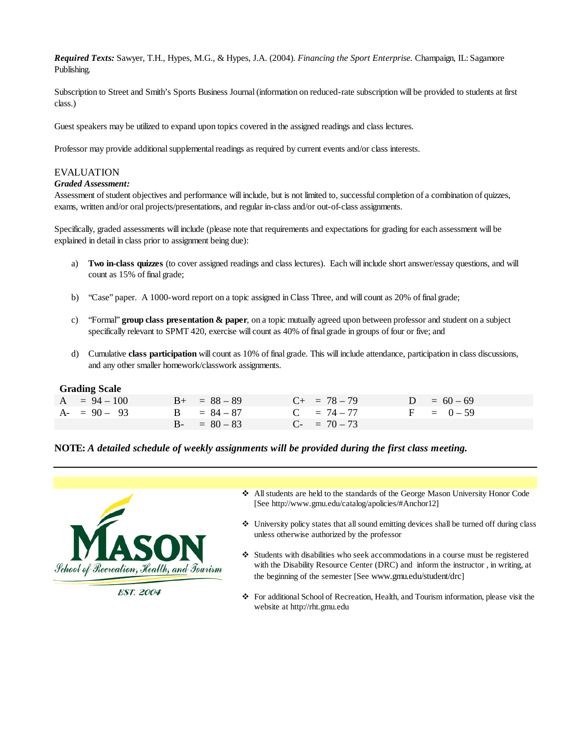***Required Texts:*** Sawyer, T.H., Hypes, M.G., & Hypes, J.A. (2004). *Financing the Sport Enterprise.* Champaign, IL: Sagamore Publishing.

Subscription to Street and Smith's Sports Business Journal (information on reduced-rate subscription will be provided to students at first class.)

Guest speakers may be utilized to expand upon topics covered in the assigned readings and class lectures.

Professor may provide additional supplemental readings as required by current events and/or class interests.

## EVALUATION

***Graded Assessment:***

Assessment of student objectives and performance will include, but is not limited to, successful completion of a combination of quizzes, exams, written and/or oral projects/presentations, and regular in-class and/or out-of-class assignments.

Specifically, graded assessments will include (please note that requirements and expectations for grading for each assessment will be explained in detail in class prior to assignment being due):

a) **Two in-class quizzes** (to cover assigned readings and class lectures). Each will include short answer/essay questions, and will count as 15% of final grade;

b) "Case" paper. A 1000-word report on a topic assigned in Class Three, and will count as 20% of final grade;

c) "Formal" **group class presentation & paper**, on a topic mutually agreed upon between professor and student on a subject specifically relevant to SPMT 420, exercise will count as 40% of final grade in groups of four or five; and

d) Cumulative **class participation** will count as 10% of final grade. This will include attendance, participation in class discussions, and any other smaller homework/classwork assignments.

**Grading Scale**

| | | | |
|---|---|---|---|
| A = 94 – 100 | B+ = 88 – 89 | C+ = 78 – 79 | D = 60 – 69 |
| A- = 90 – 93 | B = 84 – 87 | C = 74 – 77 | F = 0 – 59 |
| | B- = 80 – 83 | C- = 70 – 73 | |

**NOTE:** ***A detailed schedule of weekly assignments will be provided during the first class meeting.***

---

MASON School of Recreation, Health, and Tourism EST. 2004

- All students are held to the standards of the George Mason University Honor Code [See http://www.gmu.edu/catalog/apolicies/#Anchor12]
- University policy states that all sound emitting devices shall be turned off during class unless otherwise authorized by the professor
- Students with disabilities who seek accommodations in a course must be registered with the Disability Resource Center (DRC) and inform the instructor , in writing, at the beginning of the semester [See www.gmu.edu/student/drc]
- For additional School of Recreation, Health, and Tourism information, please visit the website at http://rht.gmu.edu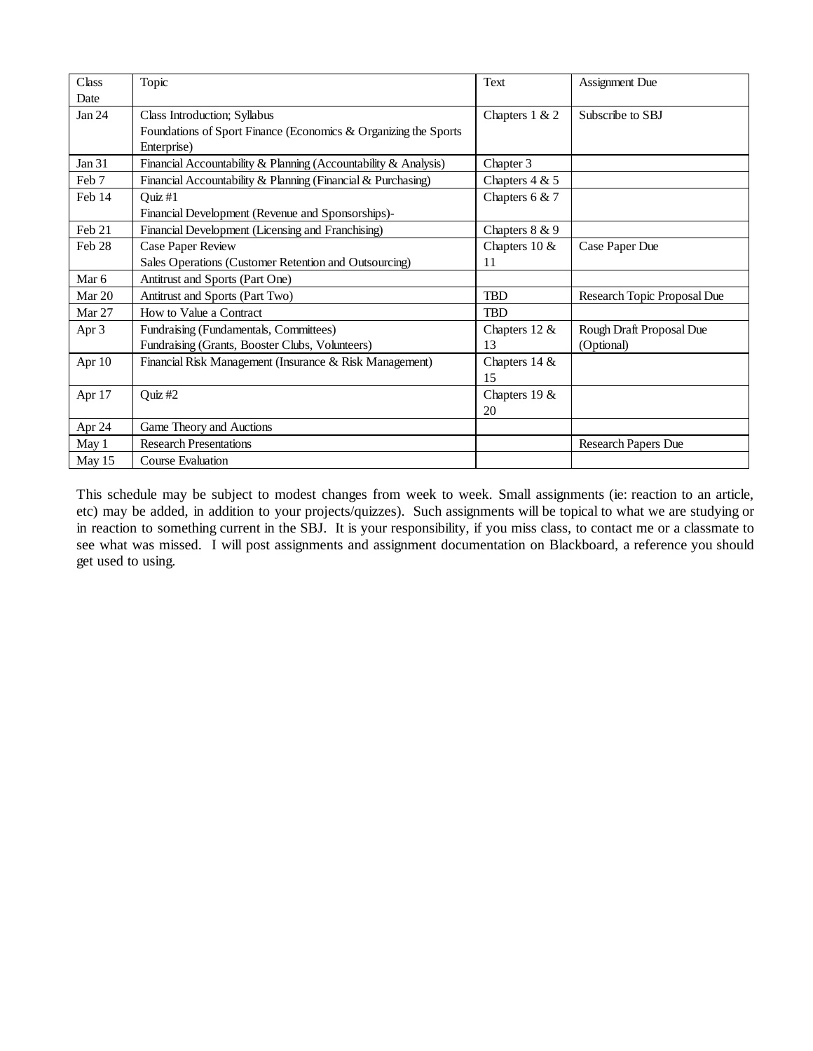| Class Date | Topic | Text | Assignment Due |
|---|---|---|---|
| Jan 24 | Class Introduction; Syllabus<br>Foundations of Sport Finance (Economics & Organizing the Sports Enterprise) | Chapters 1 & 2 | Subscribe to SBJ |
| Jan 31 | Financial Accountability & Planning (Accountability & Analysis) | Chapter 3 | |
| Feb 7 | Financial Accountability & Planning (Financial & Purchasing) | Chapters 4 & 5 | |
| Feb 14 | Quiz #1<br>Financial Development (Revenue and Sponsorships)- | Chapters 6 & 7 | |
| Feb 21 | Financial Development (Licensing and Franchising) | Chapters 8 & 9 | |
| Feb 28 | Case Paper Review<br>Sales Operations (Customer Retention and Outsourcing) | Chapters 10 & 11 | Case Paper Due |
| Mar 6 | Antitrust and Sports (Part One) | | |
| Mar 20 | Antitrust and Sports (Part Two) | TBD | Research Topic Proposal Due |
| Mar 27 | How to Value a Contract | TBD | |
| Apr 3 | Fundraising (Fundamentals, Committees)<br>Fundraising (Grants, Booster Clubs, Volunteers) | Chapters 12 & 13 | Rough Draft Proposal Due (Optional) |
| Apr 10 | Financial Risk Management (Insurance & Risk Management) | Chapters 14 & 15 | |
| Apr 17 | Quiz #2 | Chapters 19 & 20 | |
| Apr 24 | Game Theory and Auctions | | |
| May 1 | Research Presentations | | Research Papers Due |
| May 15 | Course Evaluation | | |

This schedule may be subject to modest changes from week to week. Small assignments (ie: reaction to an article, etc) may be added, in addition to your projects/quizzes). Such assignments will be topical to what we are studying or in reaction to something current in the SBJ. It is your responsibility, if you miss class, to contact me or a classmate to see what was missed. I will post assignments and assignment documentation on Blackboard, a reference you should get used to using.